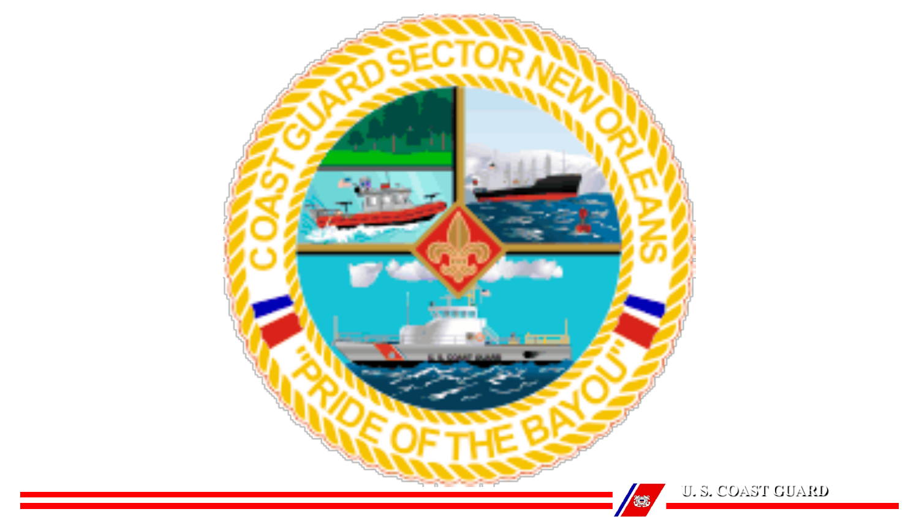COAST GUARD SECTOR NEW ORLEANS

"PRIDE OF THE BAYOU"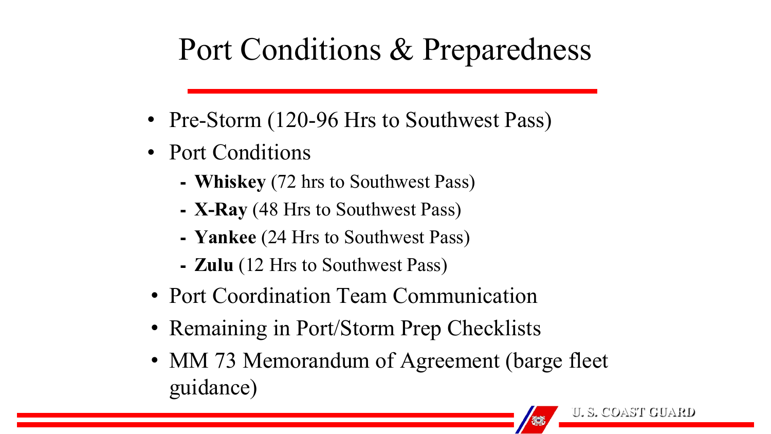# Port Conditions & Preparedness

- Pre-Storm (120-96 Hrs to Southwest Pass)
- Port Conditions
  - **Whiskey** (72 hrs to Southwest Pass)
  - **X-Ray** (48 Hrs to Southwest Pass)
  - **Yankee** (24 Hrs to Southwest Pass)
  - **Zulu** (12 Hrs to Southwest Pass)
- Port Coordination Team Communication
- Remaining in Port/Storm Prep Checklists
- MM 73 Memorandum of Agreement (barge fleet guidance)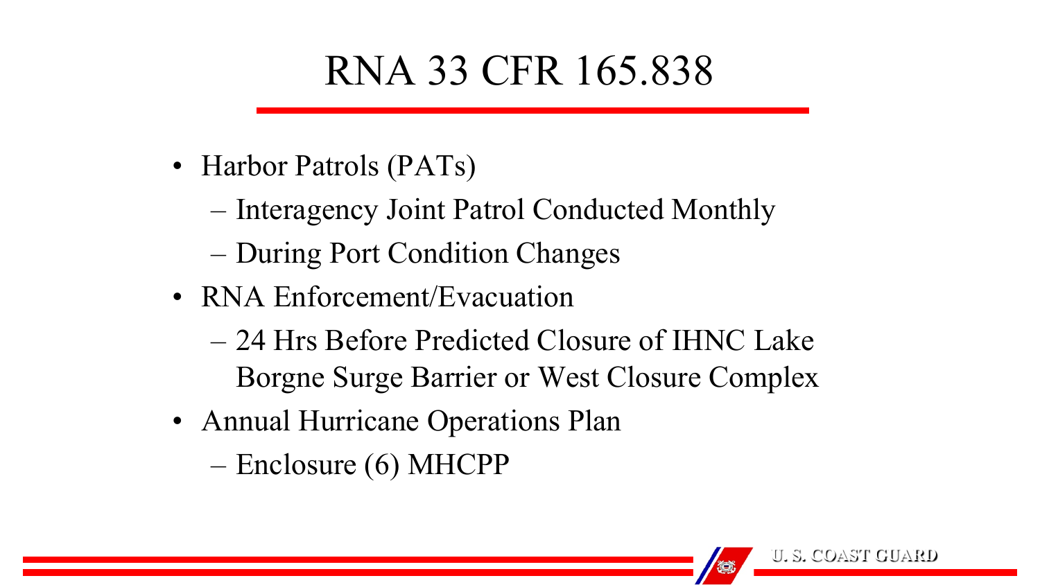# RNA 33 CFR 165.838

- Harbor Patrols (PATs)
  - Interagency Joint Patrol Conducted Monthly
  - During Port Condition Changes
- RNA Enforcement/Evacuation
  - 24 Hrs Before Predicted Closure of IHNC Lake Borgne Surge Barrier or West Closure Complex
- Annual Hurricane Operations Plan
  - Enclosure (6) MHCPP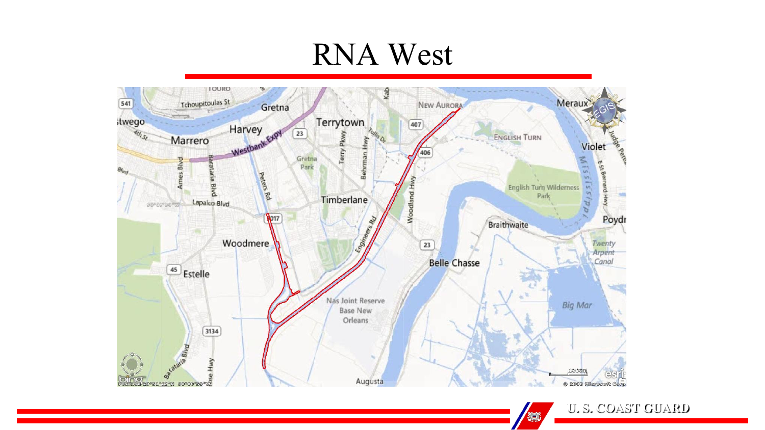# RNA West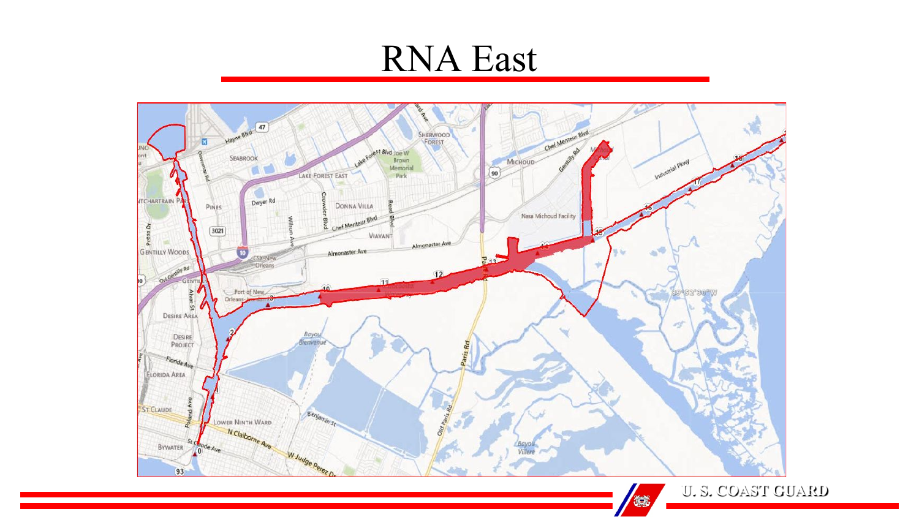# RNA East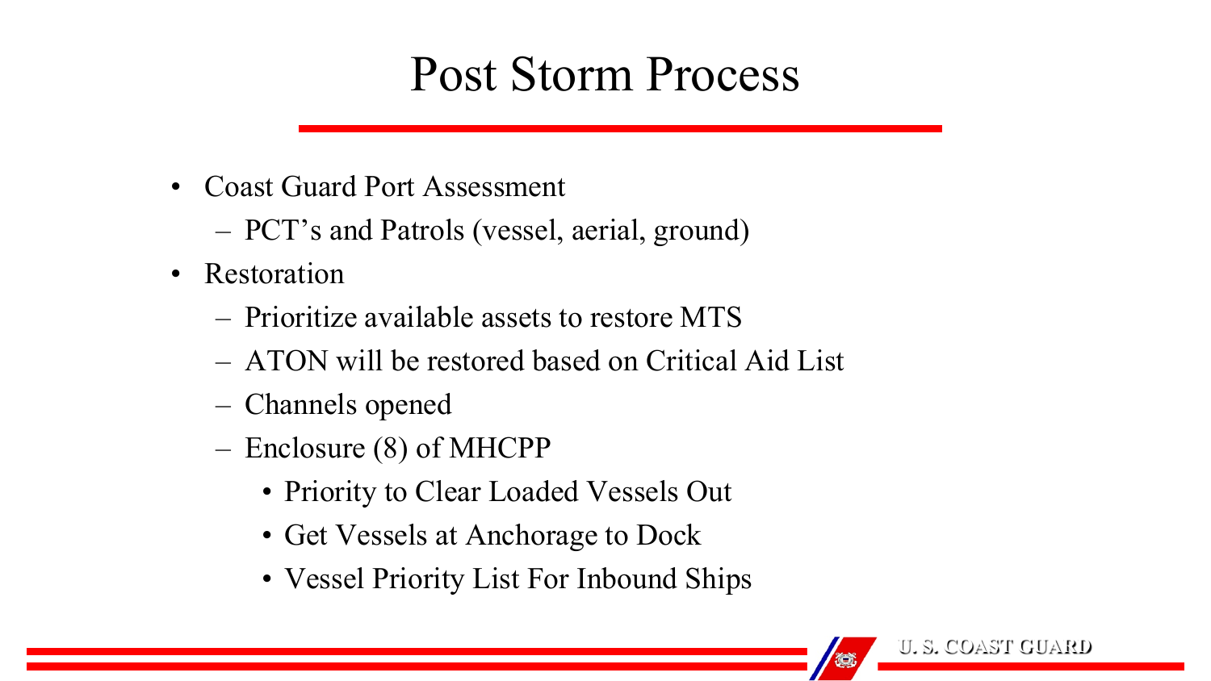# Post Storm Process

- Coast Guard Port Assessment
  - PCT's and Patrols (vessel, aerial, ground)
- Restoration
  - Prioritize available assets to restore MTS
  - ATON will be restored based on Critical Aid List
  - Channels opened
  - Enclosure (8) of MHCPP
    - Priority to Clear Loaded Vessels Out
    - Get Vessels at Anchorage to Dock
    - Vessel Priority List For Inbound Ships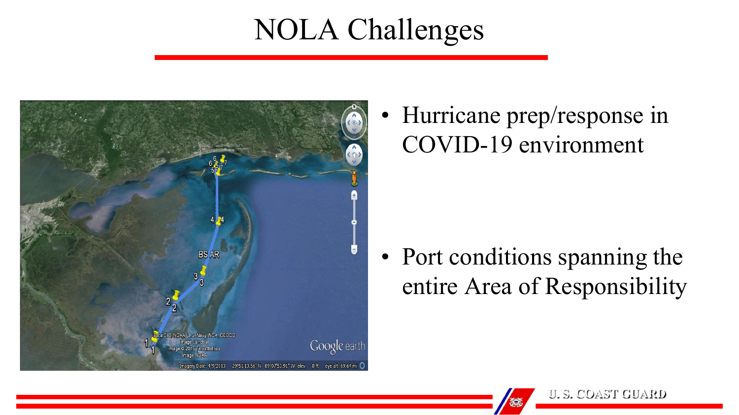# NOLA Challenges

- Hurricane prep/response in COVID-19 environment
- Port conditions spanning the entire Area of Responsibility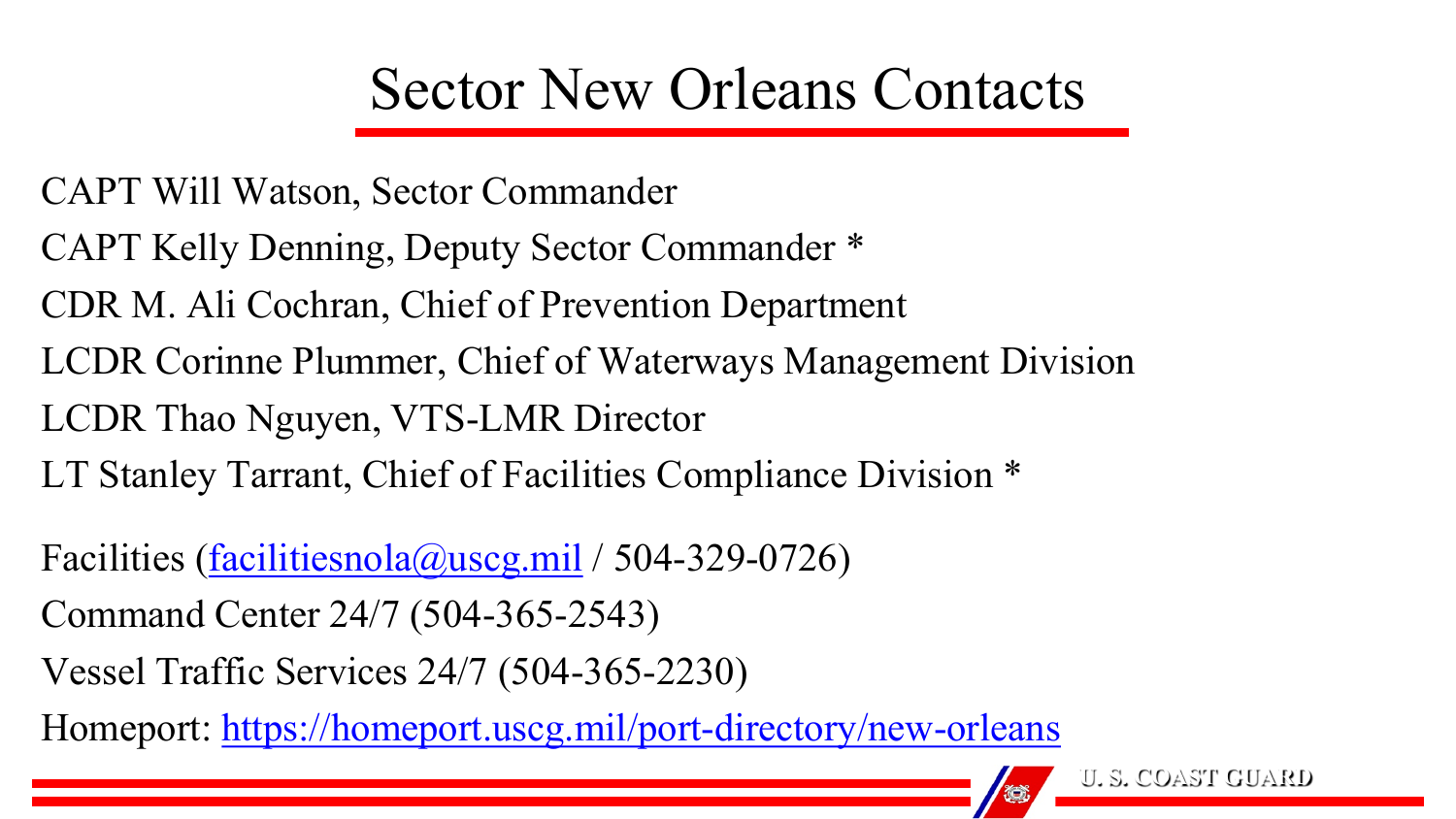# Sector New Orleans Contacts

CAPT Will Watson, Sector Commander

CAPT Kelly Denning, Deputy Sector Commander *

CDR M. Ali Cochran, Chief of Prevention Department

LCDR Corinne Plummer, Chief of Waterways Management Division

LCDR Thao Nguyen, VTS-LMR Director

LT Stanley Tarrant, Chief of Facilities Compliance Division *

Facilities (facilitiesnola@uscg.mil / 504-329-0726)

Command Center 24/7 (504-365-2543)

Vessel Traffic Services 24/7 (504-365-2230)

Homeport: https://homeport.uscg.mil/port-directory/new-orleans